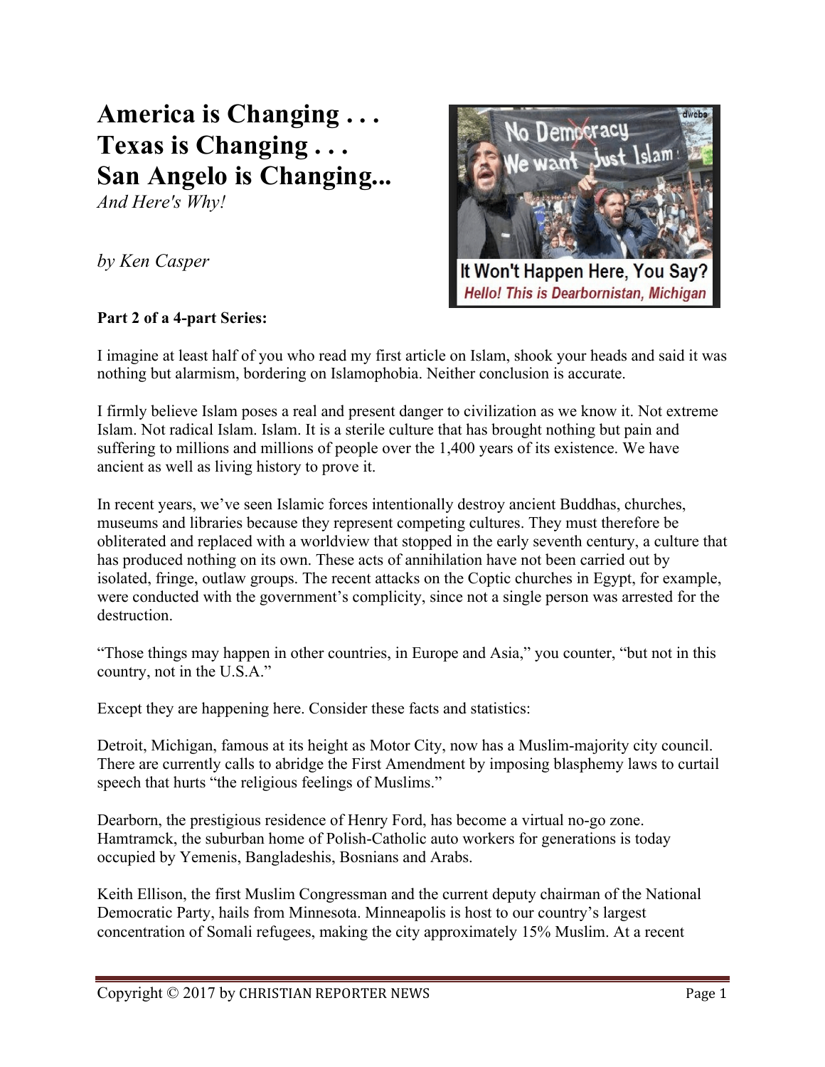# America is Changing . . .
# Texas is Changing . . .
# San Angelo is Changing...

*And Here's Why!*

*by Ken Casper*

**Part 2 of a 4-part Series:**

I imagine at least half of you who read my first article on Islam, shook your heads and said it was nothing but alarmism, bordering on Islamophobia. Neither conclusion is accurate.

I firmly believe Islam poses a real and present danger to civilization as we know it. Not extreme Islam. Not radical Islam. Islam. It is a sterile culture that has brought nothing but pain and suffering to millions and millions of people over the 1,400 years of its existence. We have ancient as well as living history to prove it.

In recent years, we've seen Islamic forces intentionally destroy ancient Buddhas, churches, museums and libraries because they represent competing cultures. They must therefore be obliterated and replaced with a worldview that stopped in the early seventh century, a culture that has produced nothing on its own. These acts of annihilation have not been carried out by isolated, fringe, outlaw groups. The recent attacks on the Coptic churches in Egypt, for example, were conducted with the government's complicity, since not a single person was arrested for the destruction.

"Those things may happen in other countries, in Europe and Asia," you counter, "but not in this country, not in the U.S.A."

Except they are happening here. Consider these facts and statistics:

Detroit, Michigan, famous at its height as Motor City, now has a Muslim-majority city council. There are currently calls to abridge the First Amendment by imposing blasphemy laws to curtail speech that hurts "the religious feelings of Muslims."

Dearborn, the prestigious residence of Henry Ford, has become a virtual no-go zone. Hamtramck, the suburban home of Polish-Catholic auto workers for generations is today occupied by Yemenis, Bangladeshis, Bosnians and Arabs.

Keith Ellison, the first Muslim Congressman and the current deputy chairman of the National Democratic Party, hails from Minnesota. Minneapolis is host to our country's largest concentration of Somali refugees, making the city approximately 15% Muslim. At a recent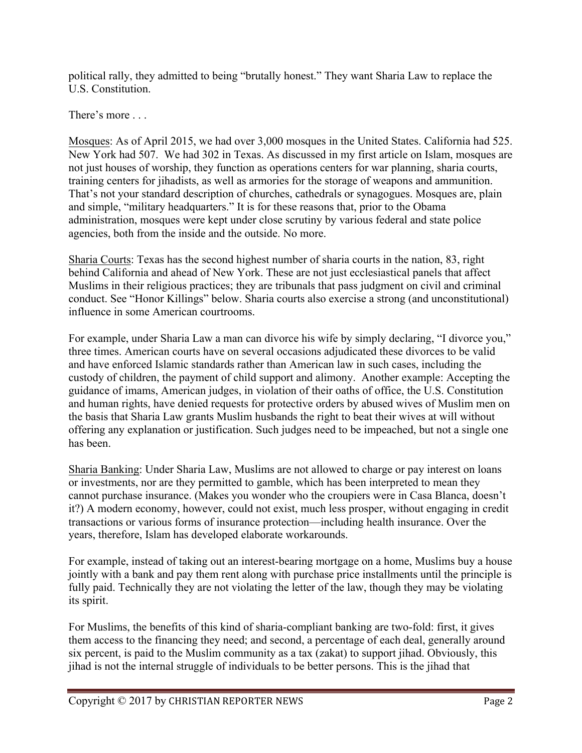political rally, they admitted to being "brutally honest." They want Sharia Law to replace the U.S. Constitution.

There's more . . .

Mosques: As of April 2015, we had over 3,000 mosques in the United States. California had 525. New York had 507. We had 302 in Texas. As discussed in my first article on Islam, mosques are not just houses of worship, they function as operations centers for war planning, sharia courts, training centers for jihadists, as well as armories for the storage of weapons and ammunition. That's not your standard description of churches, cathedrals or synagogues. Mosques are, plain and simple, "military headquarters." It is for these reasons that, prior to the Obama administration, mosques were kept under close scrutiny by various federal and state police agencies, both from the inside and the outside. No more.

Sharia Courts: Texas has the second highest number of sharia courts in the nation, 83, right behind California and ahead of New York. These are not just ecclesiastical panels that affect Muslims in their religious practices; they are tribunals that pass judgment on civil and criminal conduct. See "Honor Killings" below. Sharia courts also exercise a strong (and unconstitutional) influence in some American courtrooms.

For example, under Sharia Law a man can divorce his wife by simply declaring, "I divorce you," three times. American courts have on several occasions adjudicated these divorces to be valid and have enforced Islamic standards rather than American law in such cases, including the custody of children, the payment of child support and alimony. Another example: Accepting the guidance of imams, American judges, in violation of their oaths of office, the U.S. Constitution and human rights, have denied requests for protective orders by abused wives of Muslim men on the basis that Sharia Law grants Muslim husbands the right to beat their wives at will without offering any explanation or justification. Such judges need to be impeached, but not a single one has been.

Sharia Banking: Under Sharia Law, Muslims are not allowed to charge or pay interest on loans or investments, nor are they permitted to gamble, which has been interpreted to mean they cannot purchase insurance. (Makes you wonder who the croupiers were in Casa Blanca, doesn't it?) A modern economy, however, could not exist, much less prosper, without engaging in credit transactions or various forms of insurance protection—including health insurance. Over the years, therefore, Islam has developed elaborate workarounds.

For example, instead of taking out an interest-bearing mortgage on a home, Muslims buy a house jointly with a bank and pay them rent along with purchase price installments until the principle is fully paid. Technically they are not violating the letter of the law, though they may be violating its spirit.

For Muslims, the benefits of this kind of sharia-compliant banking are two-fold: first, it gives them access to the financing they need; and second, a percentage of each deal, generally around six percent, is paid to the Muslim community as a tax (zakat) to support jihad. Obviously, this jihad is not the internal struggle of individuals to be better persons. This is the jihad that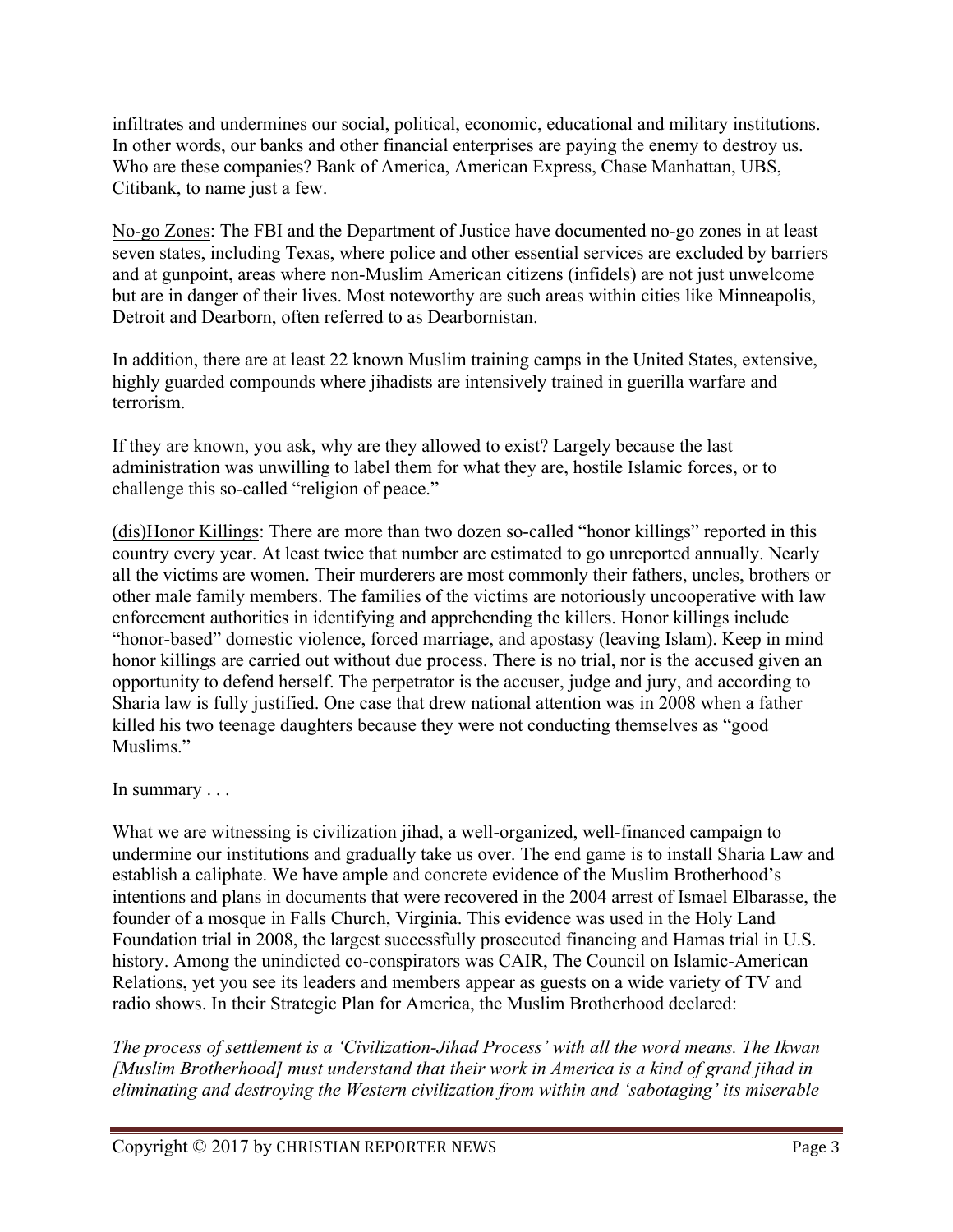infiltrates and undermines our social, political, economic, educational and military institutions. In other words, our banks and other financial enterprises are paying the enemy to destroy us. Who are these companies? Bank of America, American Express, Chase Manhattan, UBS, Citibank, to name just a few.

No-go Zones: The FBI and the Department of Justice have documented no-go zones in at least seven states, including Texas, where police and other essential services are excluded by barriers and at gunpoint, areas where non-Muslim American citizens (infidels) are not just unwelcome but are in danger of their lives. Most noteworthy are such areas within cities like Minneapolis, Detroit and Dearborn, often referred to as Dearbornistan.

In addition, there are at least 22 known Muslim training camps in the United States, extensive, highly guarded compounds where jihadists are intensively trained in guerilla warfare and terrorism.

If they are known, you ask, why are they allowed to exist? Largely because the last administration was unwilling to label them for what they are, hostile Islamic forces, or to challenge this so-called "religion of peace."

(dis)Honor Killings: There are more than two dozen so-called "honor killings" reported in this country every year. At least twice that number are estimated to go unreported annually. Nearly all the victims are women. Their murderers are most commonly their fathers, uncles, brothers or other male family members. The families of the victims are notoriously uncooperative with law enforcement authorities in identifying and apprehending the killers. Honor killings include "honor-based" domestic violence, forced marriage, and apostasy (leaving Islam). Keep in mind honor killings are carried out without due process. There is no trial, nor is the accused given an opportunity to defend herself. The perpetrator is the accuser, judge and jury, and according to Sharia law is fully justified. One case that drew national attention was in 2008 when a father killed his two teenage daughters because they were not conducting themselves as "good Muslims."

In summary . . .

What we are witnessing is civilization jihad, a well-organized, well-financed campaign to undermine our institutions and gradually take us over. The end game is to install Sharia Law and establish a caliphate. We have ample and concrete evidence of the Muslim Brotherhood's intentions and plans in documents that were recovered in the 2004 arrest of Ismael Elbarasse, the founder of a mosque in Falls Church, Virginia. This evidence was used in the Holy Land Foundation trial in 2008, the largest successfully prosecuted financing and Hamas trial in U.S. history. Among the unindicted co-conspirators was CAIR, The Council on Islamic-American Relations, yet you see its leaders and members appear as guests on a wide variety of TV and radio shows. In their Strategic Plan for America, the Muslim Brotherhood declared:

*The process of settlement is a 'Civilization-Jihad Process' with all the word means. The Ikwan [Muslim Brotherhood] must understand that their work in America is a kind of grand jihad in eliminating and destroying the Western civilization from within and 'sabotaging' its miserable*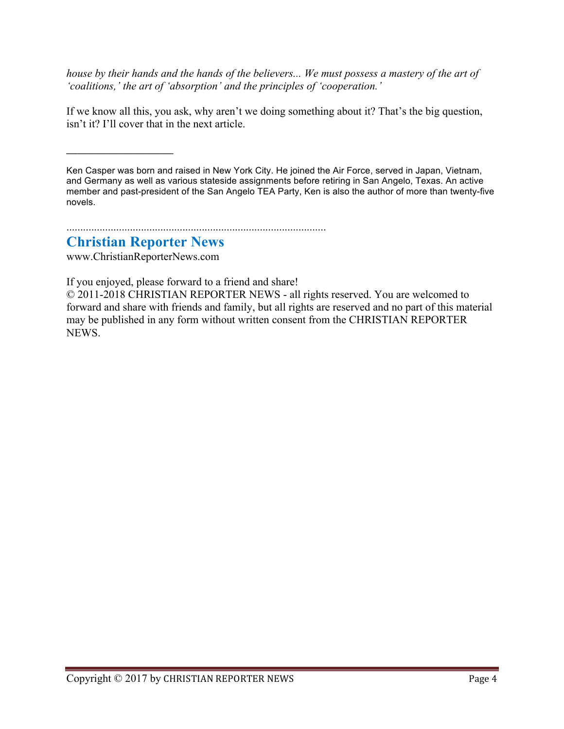*house by their hands and the hands of the believers... We must possess a mastery of the art of 'coalitions,' the art of 'absorption' and the principles of 'cooperation.'*

If we know all this, you ask, why aren't we doing something about it? That's the big question, isn't it? I'll cover that in the next article.

___________________

Ken Casper was born and raised in New York City. He joined the Air Force, served in Japan, Vietnam, and Germany as well as various stateside assignments before retiring in San Angelo, Texas. An active member and past-president of the San Angelo TEA Party, Ken is also the author of more than twenty-five novels.

..........................................................................................

## Christian Reporter News

www.ChristianReporterNews.com

If you enjoyed, please forward to a friend and share!
© 2011-2018 CHRISTIAN REPORTER NEWS - all rights reserved. You are welcomed to forward and share with friends and family, but all rights are reserved and no part of this material may be published in any form without written consent from the CHRISTIAN REPORTER NEWS.